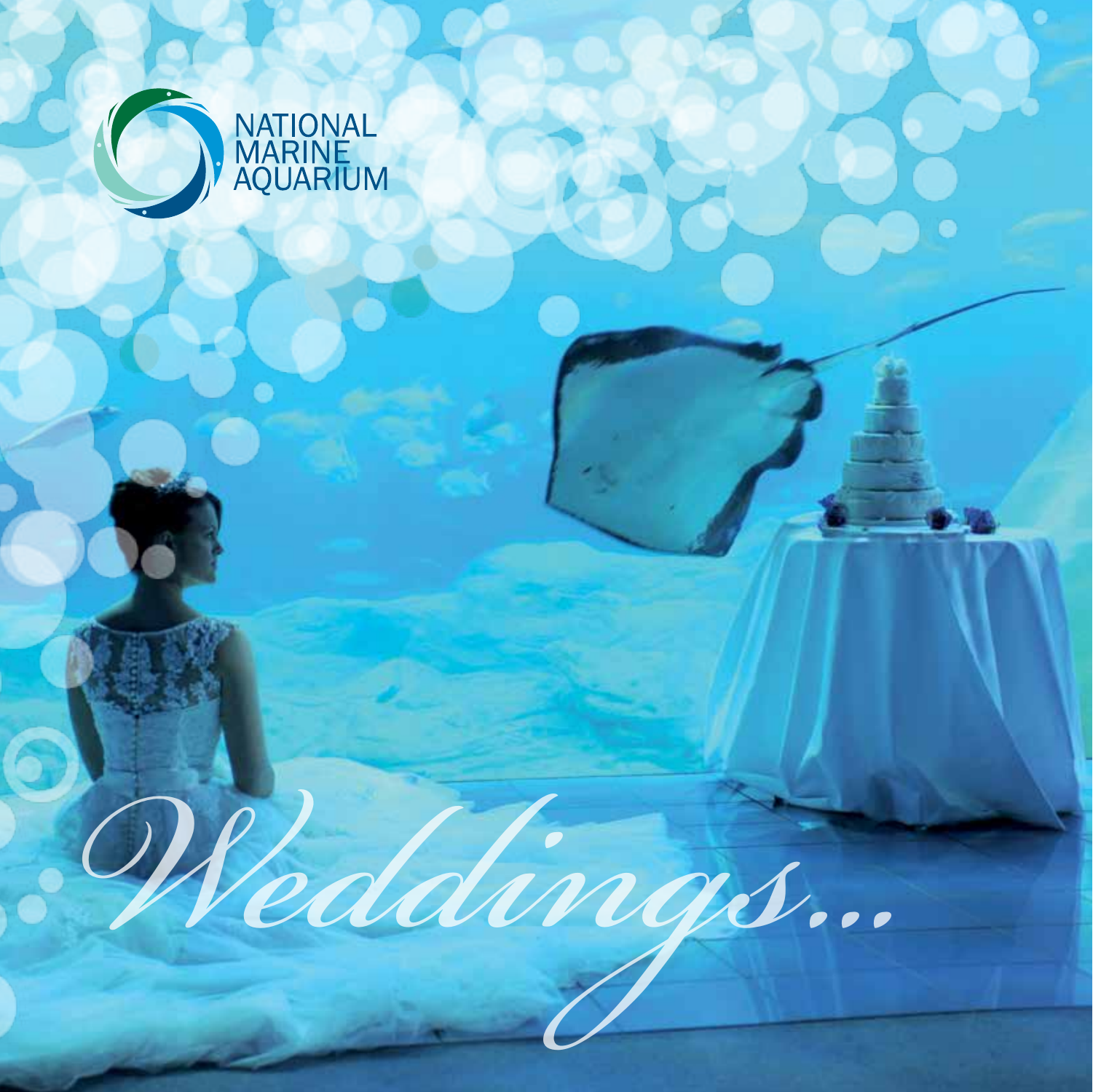NATIONAL MARINE AQUARIUM

# *Weddings...*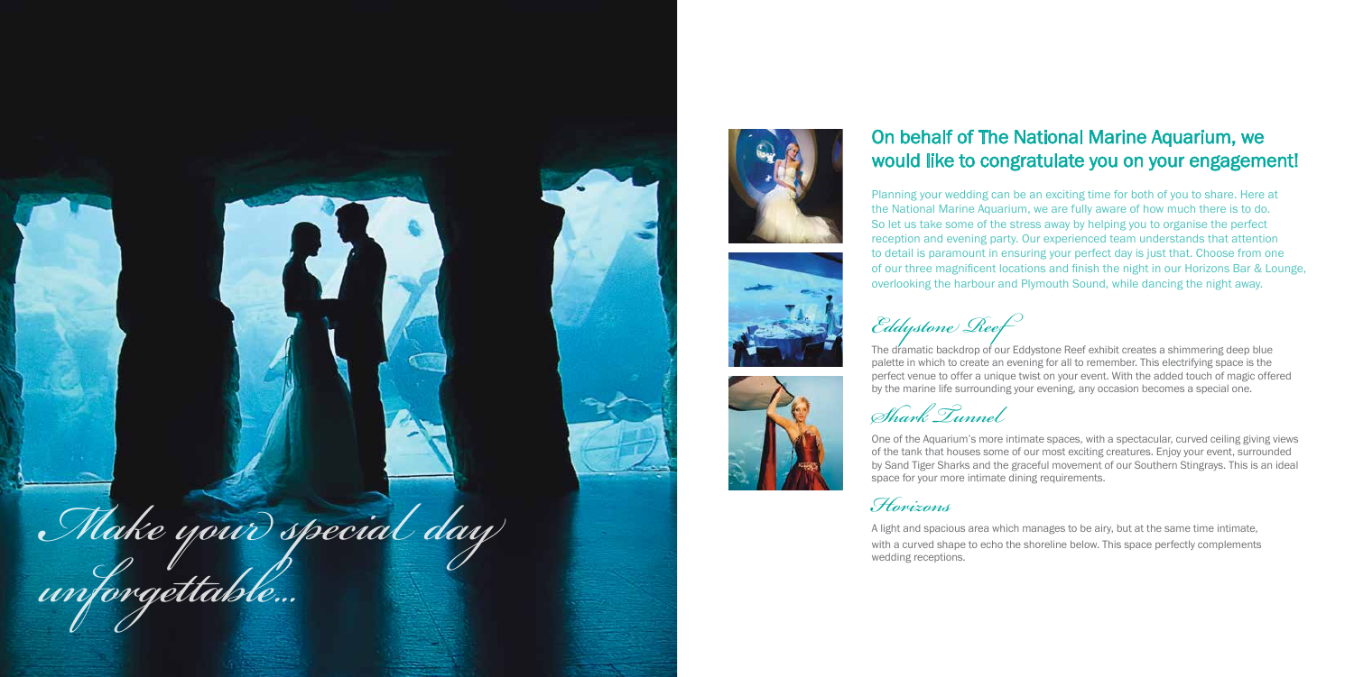*Make your special day unforgettable...*

## On behalf of The National Marine Aquarium, we would like to congratulate you on your engagement!

Planning your wedding can be an exciting time for both of you to share. Here at the National Marine Aquarium, we are fully aware of how much there is to do. So let us take some of the stress away by helping you to organise the perfect reception and evening party. Our experienced team understands that attention to detail is paramount in ensuring your perfect day is just that. Choose from one of our three magnificent locations and finish the night in our Horizons Bar & Lounge, overlooking the harbour and Plymouth Sound, while dancing the night away.

### *Eddystone Reef*

The dramatic backdrop of our Eddystone Reef exhibit creates a shimmering deep blue palette in which to create an evening for all to remember. This electrifying space is the perfect venue to offer a unique twist on your event. With the added touch of magic offered by the marine life surrounding your evening, any occasion becomes a special one.

### *Shark Tunnel*

One of the Aquarium's more intimate spaces, with a spectacular, curved ceiling giving views of the tank that houses some of our most exciting creatures. Enjoy your event, surrounded by Sand Tiger Sharks and the graceful movement of our Southern Stingrays. This is an ideal space for your more intimate dining requirements.

### *Horizons*

A light and spacious area which manages to be airy, but at the same time intimate, with a curved shape to echo the shoreline below. This space perfectly complements wedding receptions.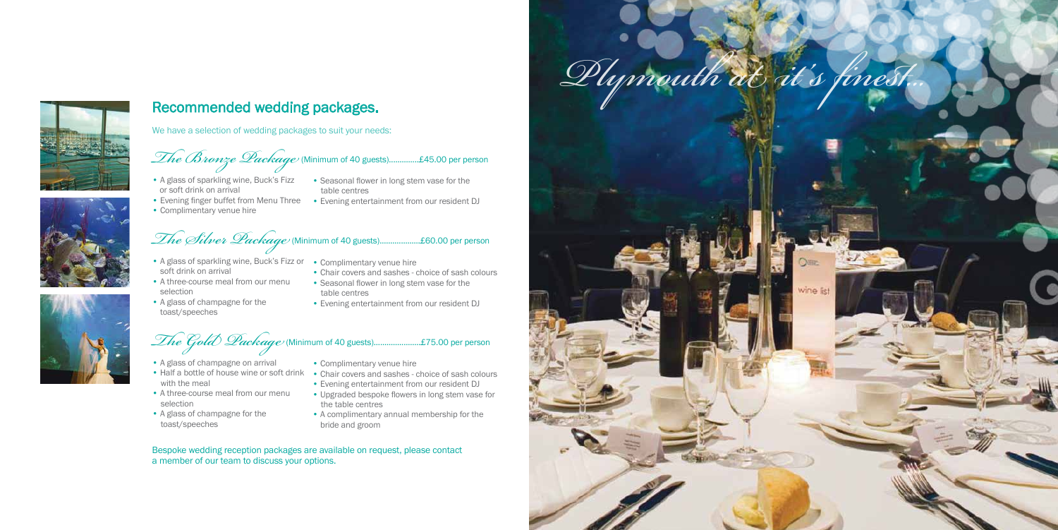# Recommended wedding packages.

We have a selection of wedding packages to suit your needs:

## *The Bronze Package* (Minimum of 40 guests)..............£45.00 per person

- A glass of sparkling wine, Buck's Fizz or soft drink on arrival
- Evening finger buffet from Menu Three
- Complimentary venue hire
- Seasonal flower in long stem vase for the table centres
- Evening entertainment from our resident DJ

## *The Silver Package* (Minimum of 40 guests)...................£60.00 per person

- A glass of sparkling wine, Buck's Fizz or soft drink on arrival
- A three-course meal from our menu selection
- A glass of champagne for the toast/speeches
- Complimentary venue hire
- Chair covers and sashes - choice of sash colours
- Seasonal flower in long stem vase for the table centres
- Evening entertainment from our resident DJ

## *The Gold Package* (Minimum of 40 guests)......................£75.00 per person

- A glass of champagne on arrival
- Half a bottle of house wine or soft drink with the meal
- A three-course meal from our menu selection
- A glass of champagne for the toast/speeches
- Complimentary venue hire
- Chair covers and sashes - choice of sash colours
- Evening entertainment from our resident DJ
- Upgraded bespoke flowers in long stem vase for the table centres
- A complimentary annual membership for the bride and groom

Bespoke wedding reception packages are available on request, please contact a member of our team to discuss your options.

*Plymouth at it's finest...*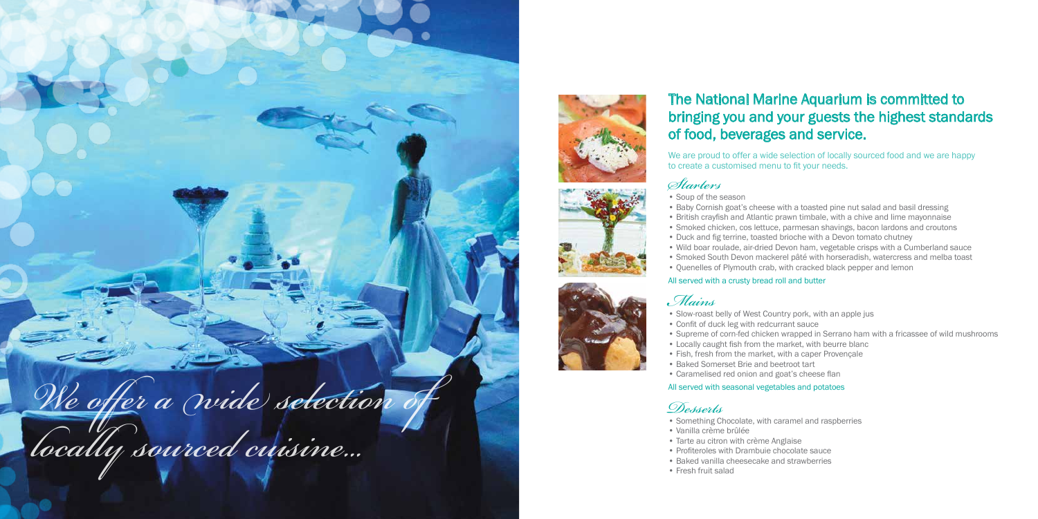*We offer a wide selection of locally sourced cuisine...*

## The National Marine Aquarium is committed to bringing you and your guests the highest standards of food, beverages and service.

We are proud to offer a wide selection of locally sourced food and we are happy to create a customised menu to fit your needs.

### *Starters*

- Soup of the season
- Baby Cornish goat's cheese with a toasted pine nut salad and basil dressing
- British crayfish and Atlantic prawn timbale, with a chive and lime mayonnaise
- Smoked chicken, cos lettuce, parmesan shavings, bacon lardons and croutons
- Duck and fig terrine, toasted brioche with a Devon tomato chutney
- Wild boar roulade, air-dried Devon ham, vegetable crisps with a Cumberland sauce
- Smoked South Devon mackerel pâté with horseradish, watercress and melba toast
- Quenelles of Plymouth crab, with cracked black pepper and lemon

All served with a crusty bread roll and butter

### *Mains*

- Slow-roast belly of West Country pork, with an apple jus
- Confit of duck leg with redcurrant sauce
- Supreme of corn-fed chicken wrapped in Serrano ham with a fricassee of wild mushrooms
- Locally caught fish from the market, with beurre blanc
- Fish, fresh from the market, with a caper Provençale
- Baked Somerset Brie and beetroot tart
- Caramelised red onion and goat's cheese flan

All served with seasonal vegetables and potatoes

### *Desserts*

- Something Chocolate, with caramel and raspberries
- Vanilla crème brûlée
- Tarte au citron with crème Anglaise
- Profiteroles with Drambuie chocolate sauce
- Baked vanilla cheesecake and strawberries
- Fresh fruit salad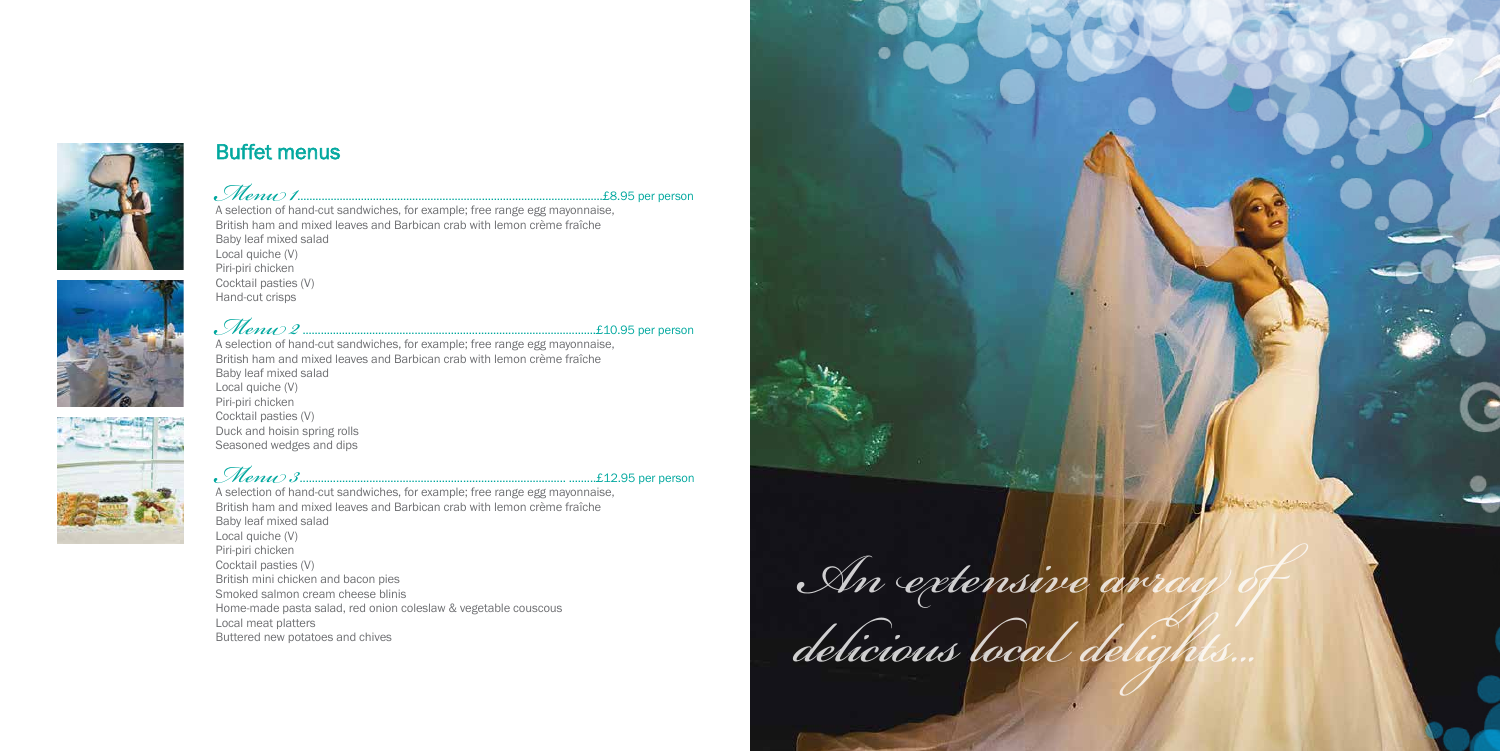## Buffet menus

### *Menu 1*........................................£8.95 per person

A selection of hand-cut sandwiches, for example; free range egg mayonnaise, British ham and mixed leaves and Barbican crab with lemon crème fraîche
Baby leaf mixed salad
Local quiche (V)
Piri-piri chicken
Cocktail pasties (V)
Hand-cut crisps

### *Menu 2*........................................£10.95 per person

A selection of hand-cut sandwiches, for example; free range egg mayonnaise, British ham and mixed leaves and Barbican crab with lemon crème fraîche
Baby leaf mixed salad
Local quiche (V)
Piri-piri chicken
Cocktail pasties (V)
Duck and hoisin spring rolls
Seasoned wedges and dips

### *Menu 3*........................................£12.95 per person

A selection of hand-cut sandwiches, for example; free range egg mayonnaise, British ham and mixed leaves and Barbican crab with lemon crème fraîche
Baby leaf mixed salad
Local quiche (V)
Piri-piri chicken
Cocktail pasties (V)
British mini chicken and bacon pies
Smoked salmon cream cheese blinis
Home-made pasta salad, red onion coleslaw & vegetable couscous
Local meat platters
Buttered new potatoes and chives

*An extensive array of delicious local delights...*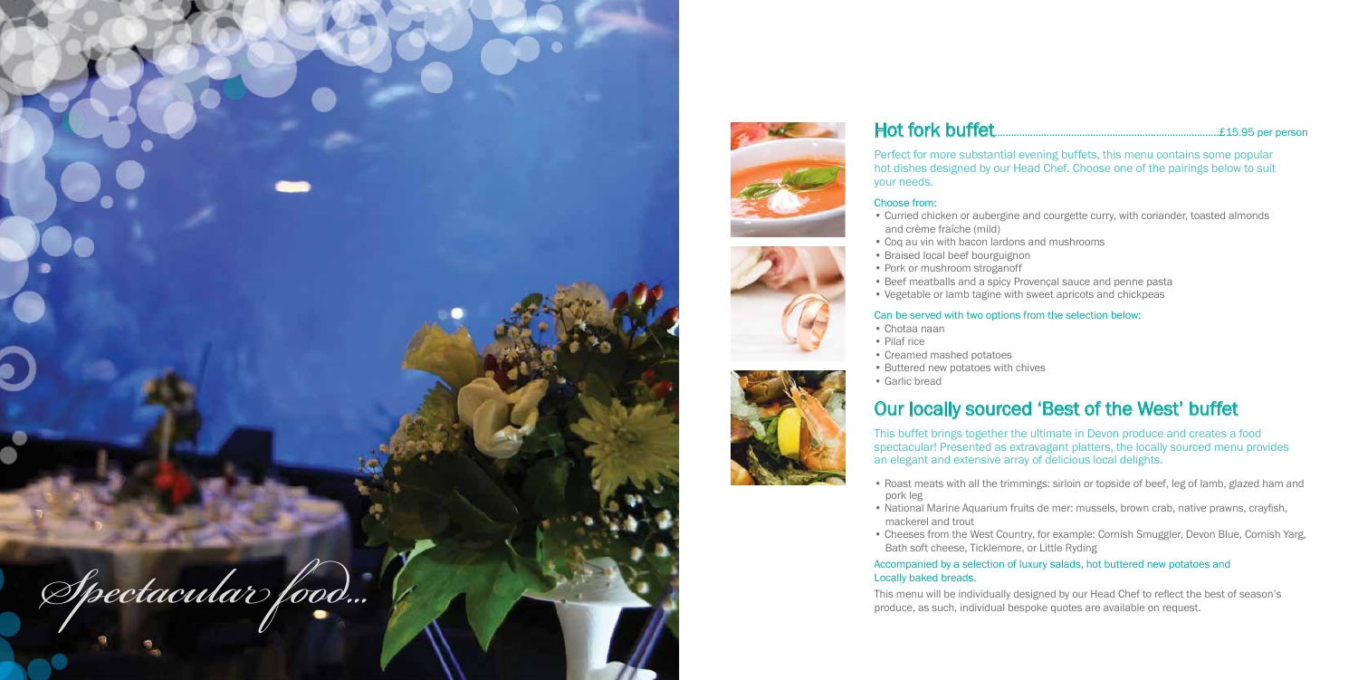*Spectacular food...*

## Hot fork buffet.......................................................................................£15.95 per person

Perfect for more substantial evening buffets, this menu contains some popular hot dishes designed by our Head Chef. Choose one of the pairings below to suit your needs.

Choose from:

- Curried chicken or aubergine and courgette curry, with coriander, toasted almonds and crème fraîche (mild)
- Coq au vin with bacon lardons and mushrooms
- Braised local beef bourguignon
- Pork or mushroom stroganoff
- Beef meatballs and a spicy Provençal sauce and penne pasta
- Vegetable or lamb tagine with sweet apricots and chickpeas

Can be served with two options from the selection below:

- Chotaa naan
- Pilaf rice
- Creamed mashed potatoes
- Buttered new potatoes with chives
- Garlic bread

## Our locally sourced 'Best of the West' buffet

This buffet brings together the ultimate in Devon produce and creates a food spectacular! Presented as extravagant platters, the locally sourced menu provides an elegant and extensive array of delicious local delights.

- Roast meats with all the trimmings: sirloin or topside of beef, leg of lamb, glazed ham and pork leg
- National Marine Aquarium fruits de mer: mussels, brown crab, native prawns, crayfish, mackerel and trout
- Cheeses from the West Country, for example: Cornish Smuggler, Devon Blue, Cornish Yarg, Bath soft cheese, Ticklemore, or Little Ryding

Accompanied by a selection of luxury salads, hot buttered new potatoes and Locally baked breads.

This menu will be individually designed by our Head Chef to reflect the best of season's produce, as such, individual bespoke quotes are available on request.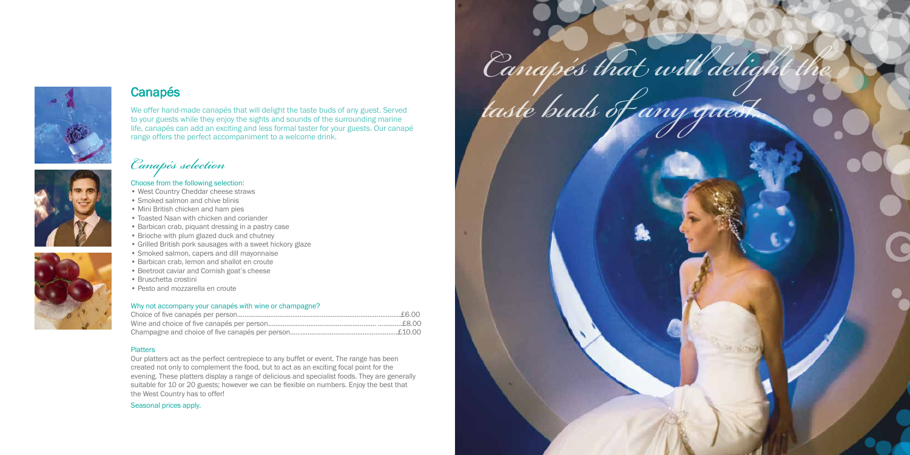## Canapés

We offer hand-made canapés that will delight the taste buds of any guest. Served to your guests while they enjoy the sights and sounds of the surrounding marine life, canapés can add an exciting and less formal taster for your guests. Our canapé range offers the perfect accompaniment to a welcome drink.

### *Canapés selection*

Choose from the following selection:

- West Country Cheddar cheese straws
- Smoked salmon and chive blinis
- Mini British chicken and ham pies
- Toasted Naan with chicken and coriander
- Barbican crab, piquant dressing in a pastry case
- Brioche with plum glazed duck and chutney
- Grilled British pork sausages with a sweet hickory glaze
- Smoked salmon, capers and dill mayonnaise
- Barbican crab, lemon and shallot en croute
- Beetroot caviar and Cornish goat's cheese
- Bruschetta crostini
- Pesto and mozzarella en croute

Why not accompany your canapés with wine or champagne?

Choice of five canapés per person.......................................................£6.00
Wine and choice of five canapés per person.......................................£8.00
Champagne and choice of five canapés per person...........................£10.00

Platters

Our platters act as the perfect centrepiece to any buffet or event. The range has been created not only to complement the food, but to act as an exciting focal point for the evening. These platters display a range of delicious and specialist foods. They are generally suitable for 10 or 20 guests; however we can be flexible on numbers. Enjoy the best that the West Country has to offer!

Seasonal prices apply.

*Canapés that will delight the taste buds of any guest...*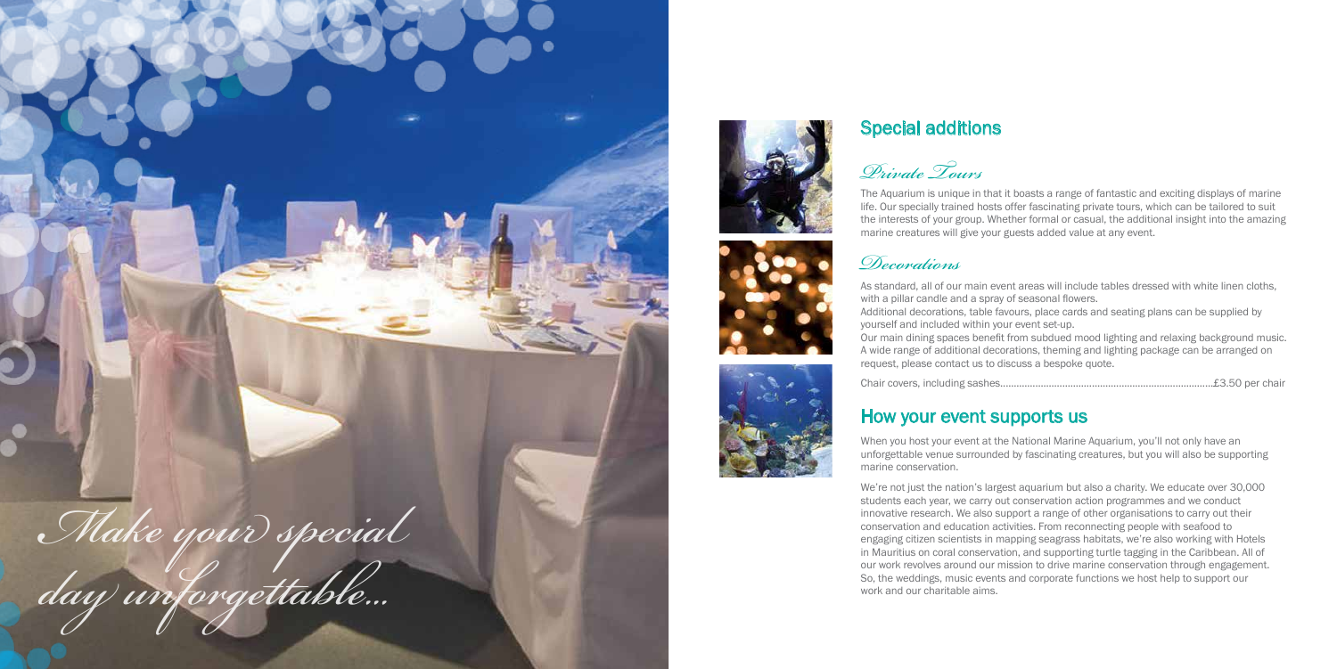*Make your special day unforgettable...*

## Special additions

### *Private Tours*

The Aquarium is unique in that it boasts a range of fantastic and exciting displays of marine life. Our specially trained hosts offer fascinating private tours, which can be tailored to suit the interests of your group. Whether formal or casual, the additional insight into the amazing marine creatures will give your guests added value at any event.

### *Decorations*

As standard, all of our main event areas will include tables dressed with white linen cloths, with a pillar candle and a spray of seasonal flowers.

Additional decorations, table favours, place cards and seating plans can be supplied by yourself and included within your event set-up.

Our main dining spaces benefit from subdued mood lighting and relaxing background music. A wide range of additional decorations, theming and lighting package can be arranged on request, please contact us to discuss a bespoke quote.

Chair covers, including sashes.............................................................................£3.50 per chair

## How your event supports us

When you host your event at the National Marine Aquarium, you'll not only have an unforgettable venue surrounded by fascinating creatures, but you will also be supporting marine conservation.

We're not just the nation's largest aquarium but also a charity. We educate over 30,000 students each year, we carry out conservation action programmes and we conduct innovative research. We also support a range of other organisations to carry out their conservation and education activities. From reconnecting people with seafood to engaging citizen scientists in mapping seagrass habitats, we're also working with Hotels in Mauritius on coral conservation, and supporting turtle tagging in the Caribbean. All of our work revolves around our mission to drive marine conservation through engagement. So, the weddings, music events and corporate functions we host help to support our work and our charitable aims.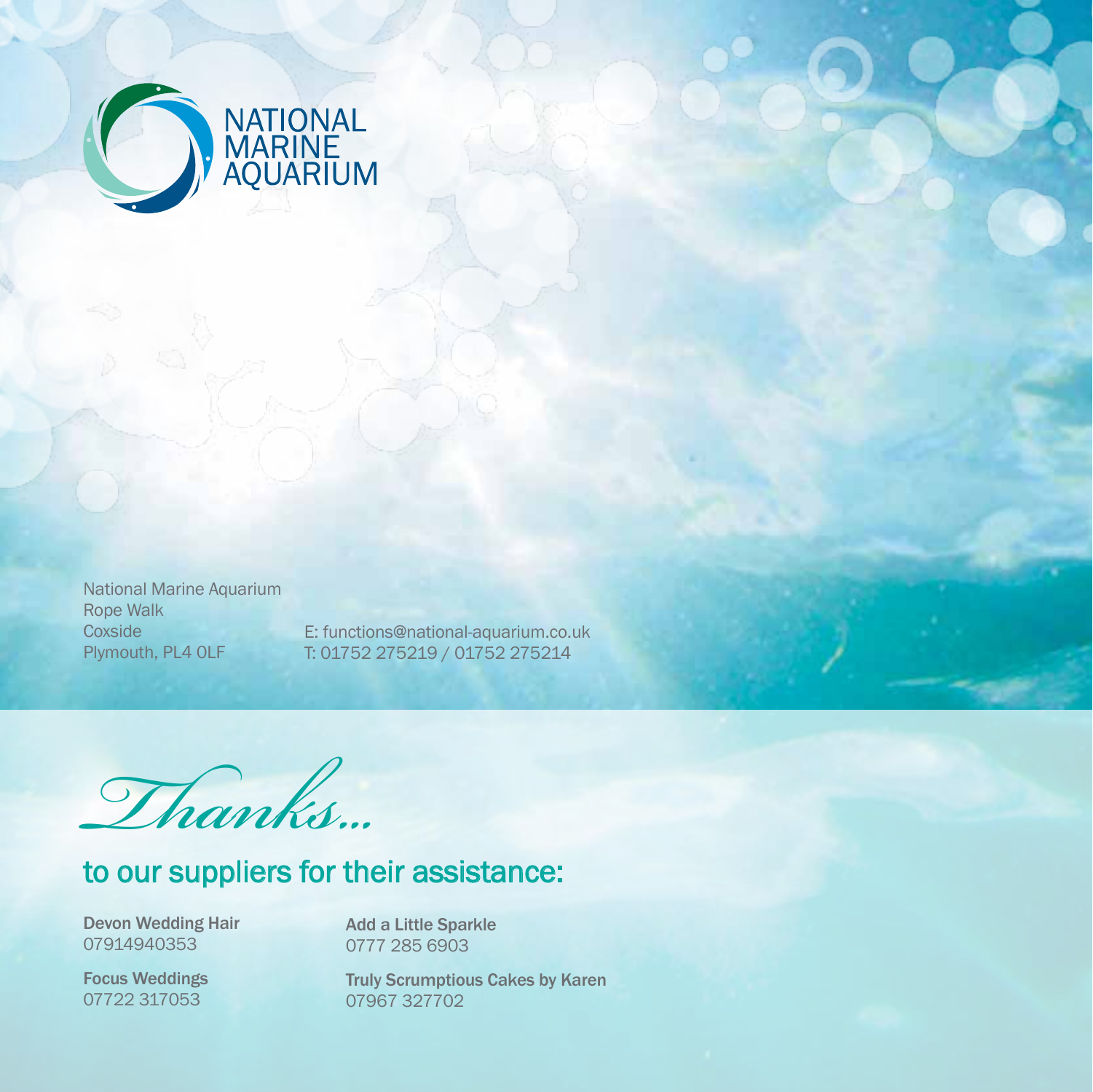NATIONAL MARINE AQUARIUM

National Marine Aquarium
Rope Walk
Coxside
Plymouth, PL4 0LF

E: functions@national-aquarium.co.uk
T: 01752 275219 / 01752 275214

# *Thanks...*

## to our suppliers for their assistance:

**Devon Wedding Hair**
07914940353

**Focus Weddings**
07722 317053

**Add a Little Sparkle**
0777 285 6903

**Truly Scrumptious Cakes by Karen**
07967 327702